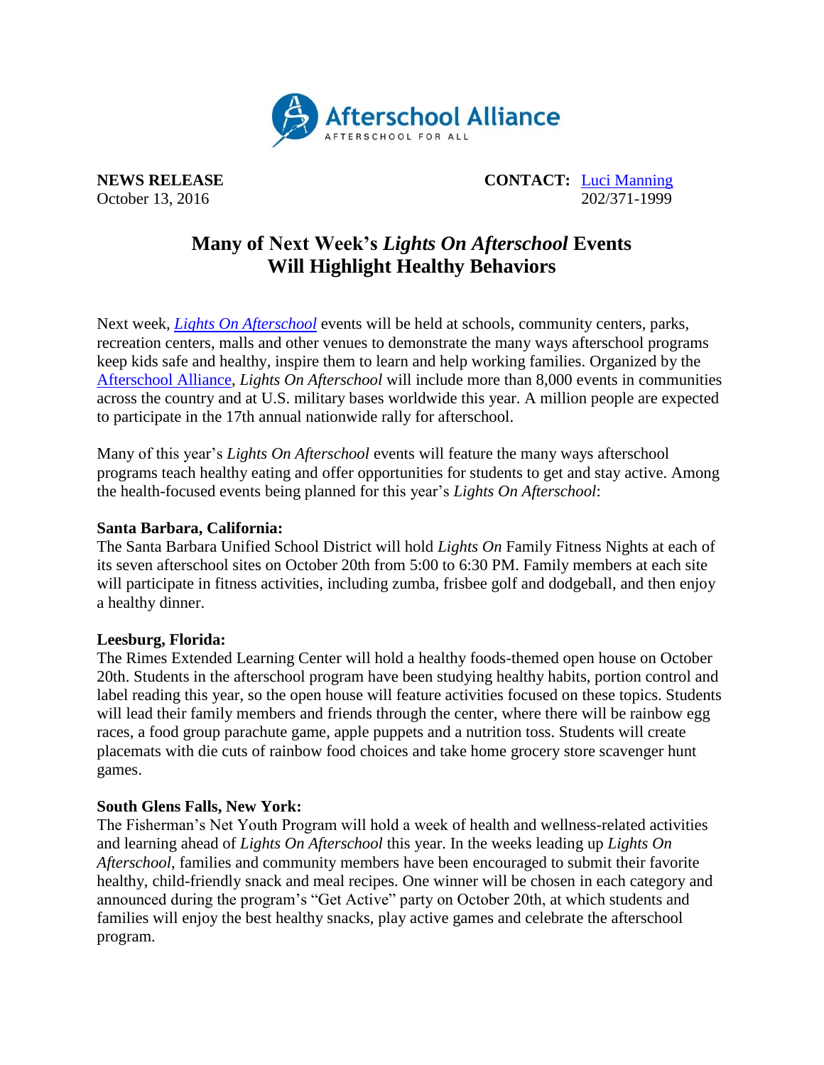Afterschool Alliance
AFTERSCHOOL FOR ALL

**NEWS RELEASE**
October 13, 2016

**CONTACT:** [Luci Manning](#)
202/371-1999

# Many of Next Week's *Lights On Afterschool* Events Will Highlight Healthy Behaviors

Next week, [*Lights On Afterschool*](#) events will be held at schools, community centers, parks, recreation centers, malls and other venues to demonstrate the many ways afterschool programs keep kids safe and healthy, inspire them to learn and help working families. Organized by the [Afterschool Alliance](#), *Lights On Afterschool* will include more than 8,000 events in communities across the country and at U.S. military bases worldwide this year. A million people are expected to participate in the 17th annual nationwide rally for afterschool.

Many of this year's *Lights On Afterschool* events will feature the many ways afterschool programs teach healthy eating and offer opportunities for students to get and stay active. Among the health-focused events being planned for this year's *Lights On Afterschool*:

**Santa Barbara, California:**
The Santa Barbara Unified School District will hold *Lights On* Family Fitness Nights at each of its seven afterschool sites on October 20th from 5:00 to 6:30 PM. Family members at each site will participate in fitness activities, including zumba, frisbee golf and dodgeball, and then enjoy a healthy dinner.

**Leesburg, Florida:**
The Rimes Extended Learning Center will hold a healthy foods-themed open house on October 20th. Students in the afterschool program have been studying healthy habits, portion control and label reading this year, so the open house will feature activities focused on these topics. Students will lead their family members and friends through the center, where there will be rainbow egg races, a food group parachute game, apple puppets and a nutrition toss. Students will create placemats with die cuts of rainbow food choices and take home grocery store scavenger hunt games.

**South Glens Falls, New York:**
The Fisherman's Net Youth Program will hold a week of health and wellness-related activities and learning ahead of *Lights On Afterschool* this year. In the weeks leading up *Lights On Afterschool*, families and community members have been encouraged to submit their favorite healthy, child-friendly snack and meal recipes. One winner will be chosen in each category and announced during the program's "Get Active" party on October 20th, at which students and families will enjoy the best healthy snacks, play active games and celebrate the afterschool program.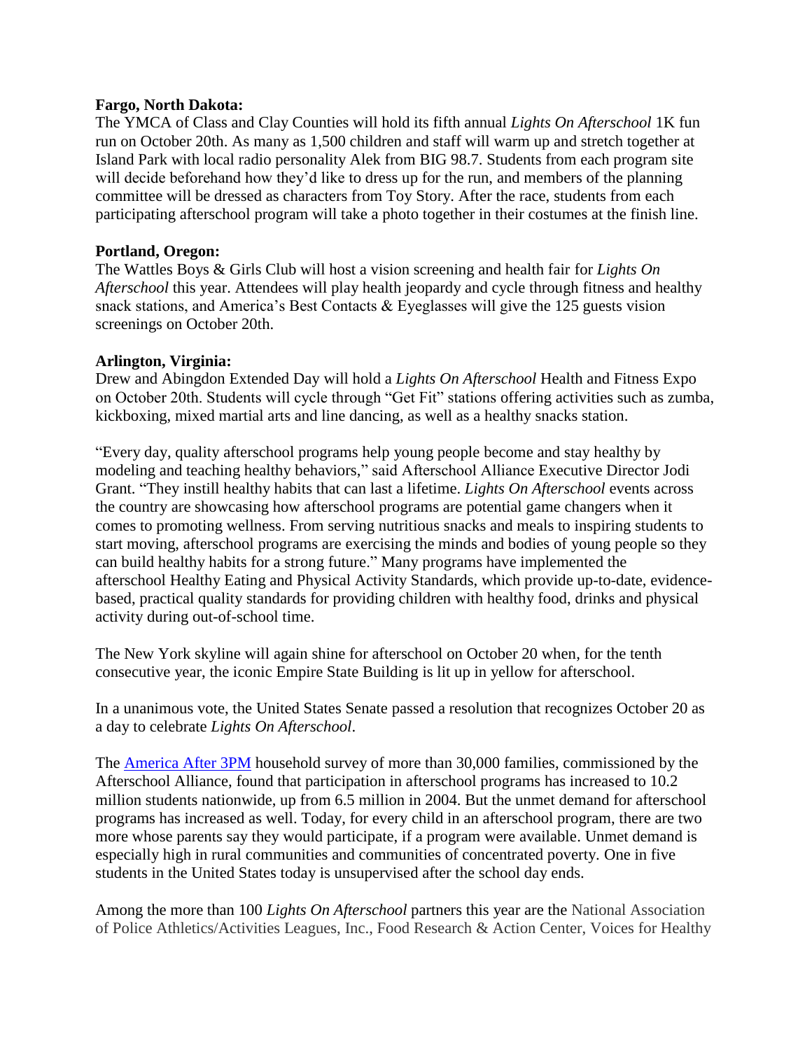**Fargo, North Dakota:**
The YMCA of Class and Clay Counties will hold its fifth annual *Lights On Afterschool* 1K fun run on October 20th. As many as 1,500 children and staff will warm up and stretch together at Island Park with local radio personality Alek from BIG 98.7. Students from each program site will decide beforehand how they'd like to dress up for the run, and members of the planning committee will be dressed as characters from Toy Story. After the race, students from each participating afterschool program will take a photo together in their costumes at the finish line.

**Portland, Oregon:**
The Wattles Boys & Girls Club will host a vision screening and health fair for *Lights On Afterschool* this year. Attendees will play health jeopardy and cycle through fitness and healthy snack stations, and America's Best Contacts & Eyeglasses will give the 125 guests vision screenings on October 20th.

**Arlington, Virginia:**
Drew and Abingdon Extended Day will hold a *Lights On Afterschool* Health and Fitness Expo on October 20th. Students will cycle through "Get Fit" stations offering activities such as zumba, kickboxing, mixed martial arts and line dancing, as well as a healthy snacks station.

"Every day, quality afterschool programs help young people become and stay healthy by modeling and teaching healthy behaviors," said Afterschool Alliance Executive Director Jodi Grant. "They instill healthy habits that can last a lifetime. *Lights On Afterschool* events across the country are showcasing how afterschool programs are potential game changers when it comes to promoting wellness. From serving nutritious snacks and meals to inspiring students to start moving, afterschool programs are exercising the minds and bodies of young people so they can build healthy habits for a strong future." Many programs have implemented the afterschool Healthy Eating and Physical Activity Standards, which provide up-to-date, evidence-based, practical quality standards for providing children with healthy food, drinks and physical activity during out-of-school time.

The New York skyline will again shine for afterschool on October 20 when, for the tenth consecutive year, the iconic Empire State Building is lit up in yellow for afterschool.

In a unanimous vote, the United States Senate passed a resolution that recognizes October 20 as a day to celebrate *Lights On Afterschool*.

The America After 3PM household survey of more than 30,000 families, commissioned by the Afterschool Alliance, found that participation in afterschool programs has increased to 10.2 million students nationwide, up from 6.5 million in 2004. But the unmet demand for afterschool programs has increased as well. Today, for every child in an afterschool program, there are two more whose parents say they would participate, if a program were available. Unmet demand is especially high in rural communities and communities of concentrated poverty. One in five students in the United States today is unsupervised after the school day ends.

Among the more than 100 *Lights On Afterschool* partners this year are the National Association of Police Athletics/Activities Leagues, Inc., Food Research & Action Center, Voices for Healthy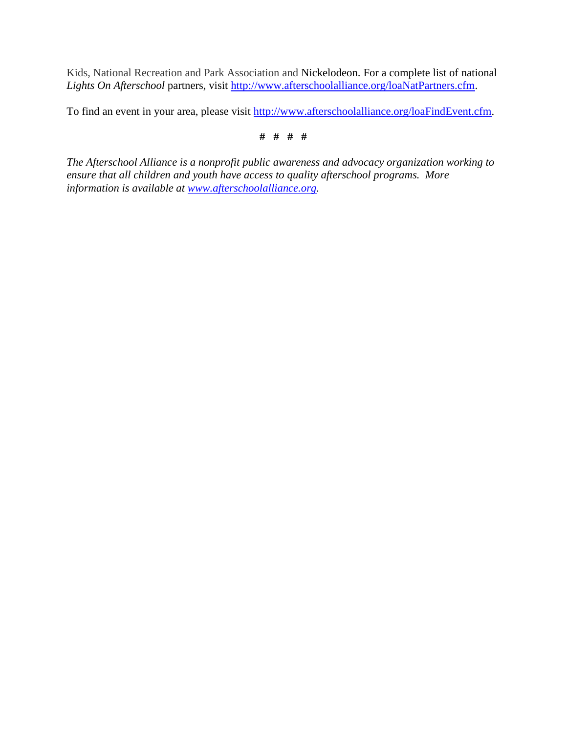Kids, National Recreation and Park Association and Nickelodeon. For a complete list of national *Lights On Afterschool* partners, visit http://www.afterschoolalliance.org/loaNatPartners.cfm.

To find an event in your area, please visit http://www.afterschoolalliance.org/loaFindEvent.cfm.

# # # #

*The Afterschool Alliance is a nonprofit public awareness and advocacy organization working to ensure that all children and youth have access to quality afterschool programs. More information is available at www.afterschoolalliance.org.*